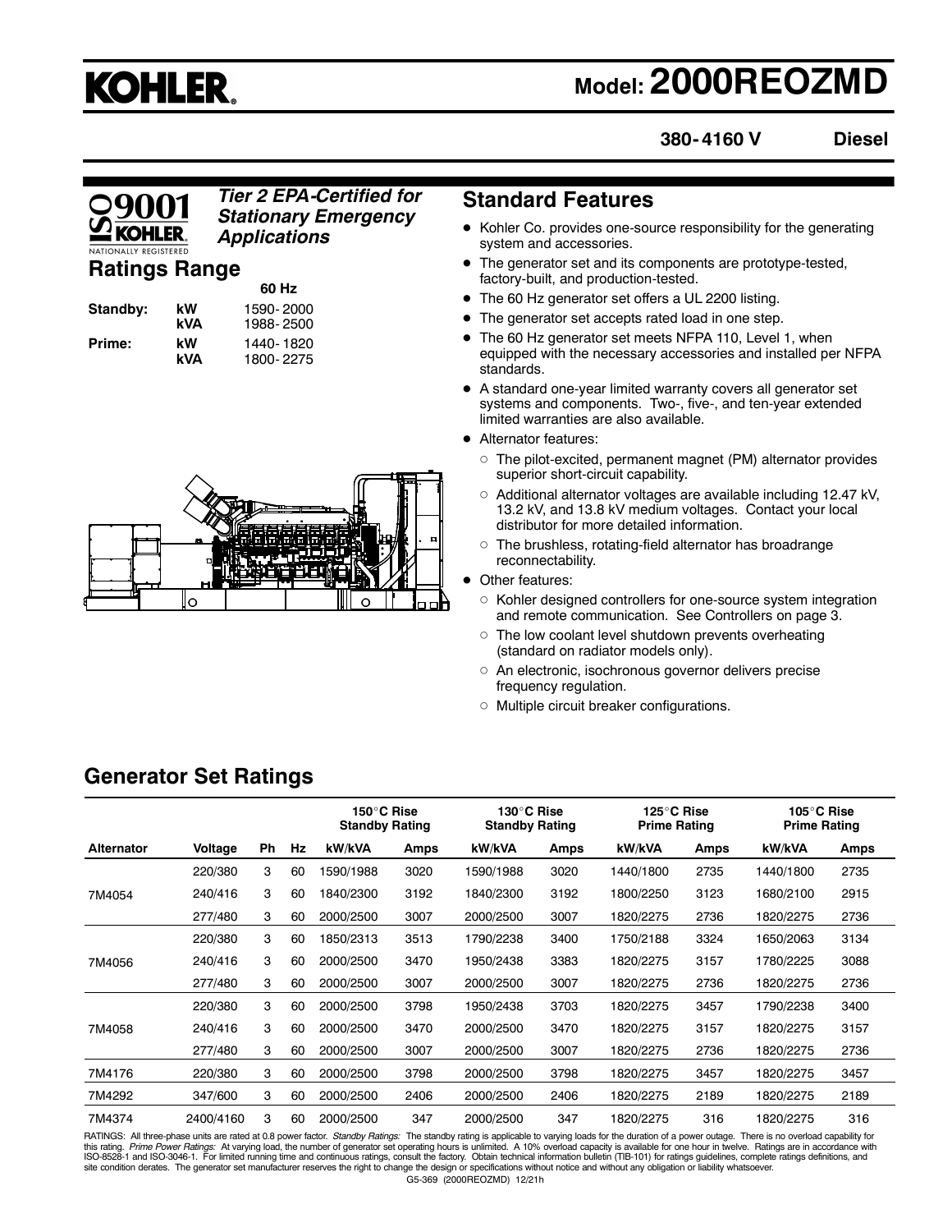# KOHLER

## Model: 2000REOZMD

**380-4160 V** **Diesel**

*Tier 2 EPA-Certified for Stationary Emergency Applications*

## Ratings Range

| | | 60 Hz |
|---|---|---|
| **Standby:** | **kW** | 1590-2000 |
| | **kVA** | 1988-2500 |
| **Prime:** | **kW** | 1440-1820 |
| | **kVA** | 1800-2275 |

## Standard Features

- Kohler Co. provides one-source responsibility for the generating system and accessories.
- The generator set and its components are prototype-tested, factory-built, and production-tested.
- The 60 Hz generator set offers a UL 2200 listing.
- The generator set accepts rated load in one step.
- The 60 Hz generator set meets NFPA 110, Level 1, when equipped with the necessary accessories and installed per NFPA standards.
- A standard one-year limited warranty covers all generator set systems and components. Two-, five-, and ten-year extended limited warranties are also available.
- Alternator features:
  - The pilot-excited, permanent magnet (PM) alternator provides superior short-circuit capability.
  - Additional alternator voltages are available including 12.47 kV, 13.2 kV, and 13.8 kV medium voltages. Contact your local distributor for more detailed information.
  - The brushless, rotating-field alternator has broadrange reconnectability.
- Other features:
  - Kohler designed controllers for one-source system integration and remote communication. See Controllers on page 3.
  - The low coolant level shutdown prevents overheating (standard on radiator models only).
  - An electronic, isochronous governor delivers precise frequency regulation.
  - Multiple circuit breaker configurations.

## Generator Set Ratings

| | | | | 150°C Rise Standby Rating | | 130°C Rise Standby Rating | | 125°C Rise Prime Rating | | 105°C Rise Prime Rating | |
|---|---|---|---|---|---|---|---|---|---|---|---|
| **Alternator** | **Voltage** | **Ph** | **Hz** | **kW/kVA** | **Amps** | **kW/kVA** | **Amps** | **kW/kVA** | **Amps** | **kW/kVA** | **Amps** |
| 7M4054 | 220/380 | 3 | 60 | 1590/1988 | 3020 | 1590/1988 | 3020 | 1440/1800 | 2735 | 1440/1800 | 2735 |
| | 240/416 | 3 | 60 | 1840/2300 | 3192 | 1840/2300 | 3192 | 1800/2250 | 3123 | 1680/2100 | 2915 |
| | 277/480 | 3 | 60 | 2000/2500 | 3007 | 2000/2500 | 3007 | 1820/2275 | 2736 | 1820/2275 | 2736 |
| 7M4056 | 220/380 | 3 | 60 | 1850/2313 | 3513 | 1790/2238 | 3400 | 1750/2188 | 3324 | 1650/2063 | 3134 |
| | 240/416 | 3 | 60 | 2000/2500 | 3470 | 1950/2438 | 3383 | 1820/2275 | 3157 | 1780/2225 | 3088 |
| | 277/480 | 3 | 60 | 2000/2500 | 3007 | 2000/2500 | 3007 | 1820/2275 | 2736 | 1820/2275 | 2736 |
| 7M4058 | 220/380 | 3 | 60 | 2000/2500 | 3798 | 1950/2438 | 3703 | 1820/2275 | 3457 | 1790/2238 | 3400 |
| | 240/416 | 3 | 60 | 2000/2500 | 3470 | 2000/2500 | 3470 | 1820/2275 | 3157 | 1820/2275 | 3157 |
| | 277/480 | 3 | 60 | 2000/2500 | 3007 | 2000/2500 | 3007 | 1820/2275 | 2736 | 1820/2275 | 2736 |
| 7M4176 | 220/380 | 3 | 60 | 2000/2500 | 3798 | 2000/2500 | 3798 | 1820/2275 | 3457 | 1820/2275 | 3457 |
| 7M4292 | 347/600 | 3 | 60 | 2000/2500 | 2406 | 2000/2500 | 2406 | 1820/2275 | 2189 | 1820/2275 | 2189 |
| 7M4374 | 2400/4160 | 3 | 60 | 2000/2500 | 347 | 2000/2500 | 347 | 1820/2275 | 316 | 1820/2275 | 316 |

RATINGS: All three-phase units are rated at 0.8 power factor. *Standby Ratings:* The standby rating is applicable to varying loads for the duration of a power outage. There is no overload capability for this rating. *Prime Power Ratings:* At varying load, the number of generator set operating hours is unlimited. A 10% overload capacity is available for one hour in twelve. Ratings are in accordance with ISO-8528-1 and ISO-3046-1. For limited running time and continuous ratings, consult the factory. Obtain technical information bulletin (TIB-101) for ratings guidelines, complete ratings definitions, and site condition derates. The generator set manufacturer reserves the right to change the design or specifications without notice and without any obligation or liability whatsoever.

G5-369 (2000REOZMD) 12/21h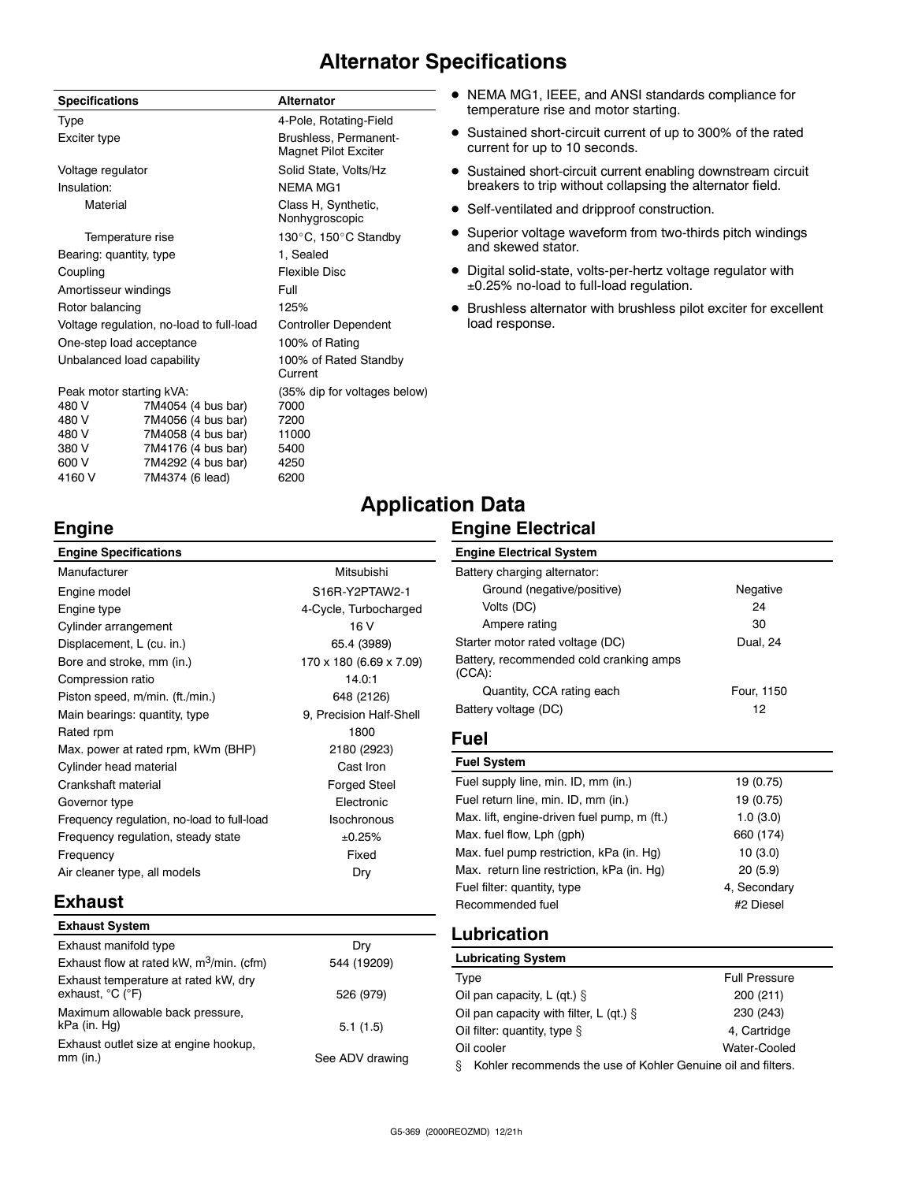# Alternator Specifications

| Specifications | | Alternator |
|---|---|---|
| Type | | 4-Pole, Rotating-Field |
| Exciter type | | Brushless, Permanent-Magnet Pilot Exciter |
| Voltage regulator | | Solid State, Volts/Hz |
| Insulation: | | NEMA MG1 |
| Material | | Class H, Synthetic, Nonhygroscopic |
| Temperature rise | | 130°C, 150°C Standby |
| Bearing: quantity, type | | 1, Sealed |
| Coupling | | Flexible Disc |
| Amortisseur windings | | Full |
| Rotor balancing | | 125% |
| Voltage regulation, no-load to full-load | | Controller Dependent |
| One-step load acceptance | | 100% of Rating |
| Unbalanced load capability | | 100% of Rated Standby Current |
| Peak motor starting kVA: | | (35% dip for voltages below) |
| 480 V | 7M4054 (4 bus bar) | 7000 |
| 480 V | 7M4056 (4 bus bar) | 7200 |
| 480 V | 7M4058 (4 bus bar) | 11000 |
| 380 V | 7M4176 (4 bus bar) | 5400 |
| 600 V | 7M4292 (4 bus bar) | 4250 |
| 4160 V | 7M4374 (6 lead) | 6200 |

- NEMA MG1, IEEE, and ANSI standards compliance for temperature rise and motor starting.
- Sustained short-circuit current of up to 300% of the rated current for up to 10 seconds.
- Sustained short-circuit current enabling downstream circuit breakers to trip without collapsing the alternator field.
- Self-ventilated and dripproof construction.
- Superior voltage waveform from two-thirds pitch windings and skewed stator.
- Digital solid-state, volts-per-hertz voltage regulator with ±0.25% no-load to full-load regulation.
- Brushless alternator with brushless pilot exciter for excellent load response.

# Application Data

## Engine

| Engine Specifications | |
|---|---|
| Manufacturer | Mitsubishi |
| Engine model | S16R-Y2PTAW2-1 |
| Engine type | 4-Cycle, Turbocharged |
| Cylinder arrangement | 16 V |
| Displacement, L (cu. in.) | 65.4 (3989) |
| Bore and stroke, mm (in.) | 170 x 180 (6.69 x 7.09) |
| Compression ratio | 14.0:1 |
| Piston speed, m/min. (ft./min.) | 648 (2126) |
| Main bearings: quantity, type | 9, Precision Half-Shell |
| Rated rpm | 1800 |
| Max. power at rated rpm, kWm (BHP) | 2180 (2923) |
| Cylinder head material | Cast Iron |
| Crankshaft material | Forged Steel |
| Governor type | Electronic |
| Frequency regulation, no-load to full-load | Isochronous |
| Frequency regulation, steady state | ±0.25% |
| Frequency | Fixed |
| Air cleaner type, all models | Dry |

## Exhaust

| Exhaust System | |
|---|---|
| Exhaust manifold type | Dry |
| Exhaust flow at rated kW, $m^3$/min. (cfm) | 544 (19209) |
| Exhaust temperature at rated kW, dry exhaust, °C (°F) | 526 (979) |
| Maximum allowable back pressure, kPa (in. Hg) | 5.1 (1.5) |
| Exhaust outlet size at engine hookup, mm (in.) | See ADV drawing |

## Engine Electrical

| Engine Electrical System | |
|---|---|
| Battery charging alternator: | |
| Ground (negative/positive) | Negative |
| Volts (DC) | 24 |
| Ampere rating | 30 |
| Starter motor rated voltage (DC) | Dual, 24 |
| Battery, recommended cold cranking amps (CCA): | |
| Quantity, CCA rating each | Four, 1150 |
| Battery voltage (DC) | 12 |

## Fuel

| Fuel System | |
|---|---|
| Fuel supply line, min. ID, mm (in.) | 19 (0.75) |
| Fuel return line, min. ID, mm (in.) | 19 (0.75) |
| Max. lift, engine-driven fuel pump, m (ft.) | 1.0 (3.0) |
| Max. fuel flow, Lph (gph) | 660 (174) |
| Max. fuel pump restriction, kPa (in. Hg) | 10 (3.0) |
| Max. return line restriction, kPa (in. Hg) | 20 (5.9) |
| Fuel filter: quantity, type | 4, Secondary |
| Recommended fuel | #2 Diesel |

## Lubrication

| Lubricating System | |
|---|---|
| Type | Full Pressure |
| Oil pan capacity, L (qt.) § | 200 (211) |
| Oil pan capacity with filter, L (qt.) § | 230 (243) |
| Oil filter: quantity, type § | 4, Cartridge |
| Oil cooler | Water-Cooled |

§ Kohler recommends the use of Kohler Genuine oil and filters.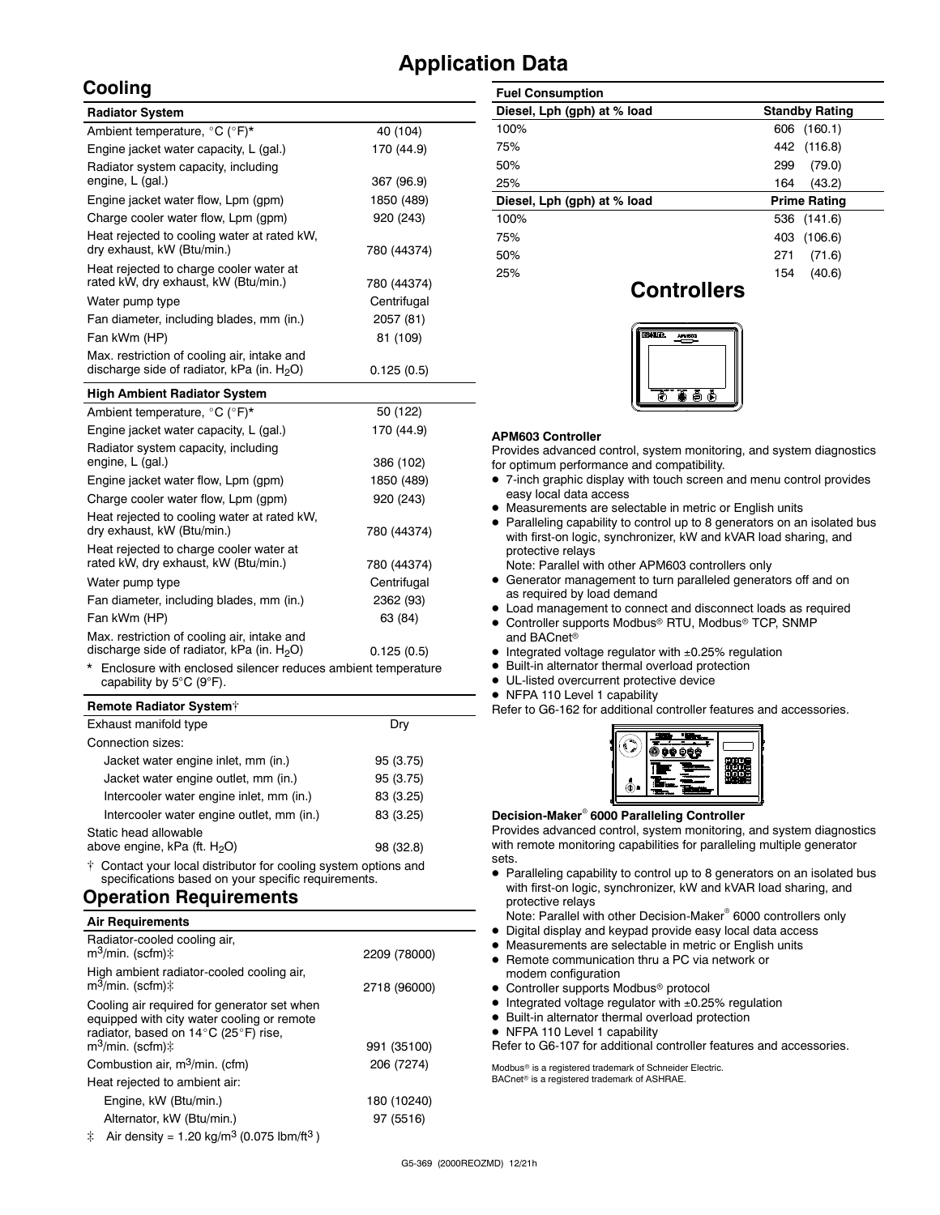# Application Data

## Cooling

| Radiator System | |
|---|---|
| Ambient temperature, °C (°F)* | 40 (104) |
| Engine jacket water capacity, L (gal.) | 170 (44.9) |
| Radiator system capacity, including engine, L (gal.) | 367 (96.9) |
| Engine jacket water flow, Lpm (gpm) | 1850 (489) |
| Charge cooler water flow, Lpm (gpm) | 920 (243) |
| Heat rejected to cooling water at rated kW, dry exhaust, kW (Btu/min.) | 780 (44374) |
| Heat rejected to charge cooler water at rated kW, dry exhaust, kW (Btu/min.) | 780 (44374) |
| Water pump type | Centrifugal |
| Fan diameter, including blades, mm (in.) | 2057 (81) |
| Fan kWm (HP) | 81 (109) |
| Max. restriction of cooling air, intake and discharge side of radiator, kPa (in. $H_2O$) | 0.125 (0.5) |

| High Ambient Radiator System | |
|---|---|
| Ambient temperature, °C (°F)* | 50 (122) |
| Engine jacket water capacity, L (gal.) | 170 (44.9) |
| Radiator system capacity, including engine, L (gal.) | 386 (102) |
| Engine jacket water flow, Lpm (gpm) | 1850 (489) |
| Charge cooler water flow, Lpm (gpm) | 920 (243) |
| Heat rejected to cooling water at rated kW, dry exhaust, kW (Btu/min.) | 780 (44374) |
| Heat rejected to charge cooler water at rated kW, dry exhaust, kW (Btu/min.) | 780 (44374) |
| Water pump type | Centrifugal |
| Fan diameter, including blades, mm (in.) | 2362 (93) |
| Fan kWm (HP) | 63 (84) |
| Max. restriction of cooling air, intake and discharge side of radiator, kPa (in. $H_2O$) | 0.125 (0.5) |

\* Enclosure with enclosed silencer reduces ambient temperature capability by 5°C (9°F).

| Remote Radiator System† | |
|---|---|
| Exhaust manifold type | Dry |
| Connection sizes: | |
| Jacket water engine inlet, mm (in.) | 95 (3.75) |
| Jacket water engine outlet, mm (in.) | 95 (3.75) |
| Intercooler water engine inlet, mm (in.) | 83 (3.25) |
| Intercooler water engine outlet, mm (in.) | 83 (3.25) |
| Static head allowable above engine, kPa (ft. $H_2O$) | 98 (32.8) |

† Contact your local distributor for cooling system options and specifications based on your specific requirements.

## Operation Requirements

| Air Requirements | |
|---|---|
| Radiator-cooled cooling air, $m^3$/min. (scfm)‡ | 2209 (78000) |
| High ambient radiator-cooled cooling air, $m^3$/min. (scfm)‡ | 2718 (96000) |
| Cooling air required for generator set when equipped with city water cooling or remote radiator, based on 14°C (25°F) rise, $m^3$/min. (scfm)‡ | 991 (35100) |
| Combustion air, $m^3$/min. (cfm) | 206 (7274) |
| Heat rejected to ambient air: | |
| Engine, kW (Btu/min.) | 180 (10240) |
| Alternator, kW (Btu/min.) | 97 (5516) |

‡ Air density = 1.20 kg/$m^3$ (0.075 lbm/$ft^3$)

## Fuel Consumption

| Diesel, Lph (gph) at % load | Standby Rating |
|---|---|
| 100% | 606 (160.1) |
| 75% | 442 (116.8) |
| 50% | 299 (79.0) |
| 25% | 164 (43.2) |
| **Diesel, Lph (gph) at % load** | **Prime Rating** |
| 100% | 536 (141.6) |
| 75% | 403 (106.6) |
| 50% | 271 (71.6) |
| 25% | 154 (40.6) |

## Controllers

**APM603 Controller**

Provides advanced control, system monitoring, and system diagnostics for optimum performance and compatibility.

- 7-inch graphic display with touch screen and menu control provides easy local data access
- Measurements are selectable in metric or English units
- Paralleling capability to control up to 8 generators on an isolated bus with first-on logic, synchronizer, kW and kVAR load sharing, and protective relays
  Note: Parallel with other APM603 controllers only
- Generator management to turn paralleled generators off and on as required by load demand
- Load management to connect and disconnect loads as required
- Controller supports Modbus® RTU, Modbus® TCP, SNMP and BACnet®
- Integrated voltage regulator with ±0.25% regulation
- Built-in alternator thermal overload protection
- UL-listed overcurrent protective device
- NFPA 110 Level 1 capability

Refer to G6-162 for additional controller features and accessories.

**Decision-Maker® 6000 Paralleling Controller**

Provides advanced control, system monitoring, and system diagnostics with remote monitoring capabilities for paralleling multiple generator sets.

- Paralleling capability to control up to 8 generators on an isolated bus with first-on logic, synchronizer, kW and kVAR load sharing, and protective relays
  Note: Parallel with other Decision-Maker® 6000 controllers only
- Digital display and keypad provide easy local data access
- Measurements are selectable in metric or English units
- Remote communication thru a PC via network or modem configuration
- Controller supports Modbus® protocol
- Integrated voltage regulator with ±0.25% regulation
- Built-in alternator thermal overload protection
- NFPA 110 Level 1 capability

Refer to G6-107 for additional controller features and accessories.

Modbus® is a registered trademark of Schneider Electric.
BACnet® is a registered trademark of ASHRAE.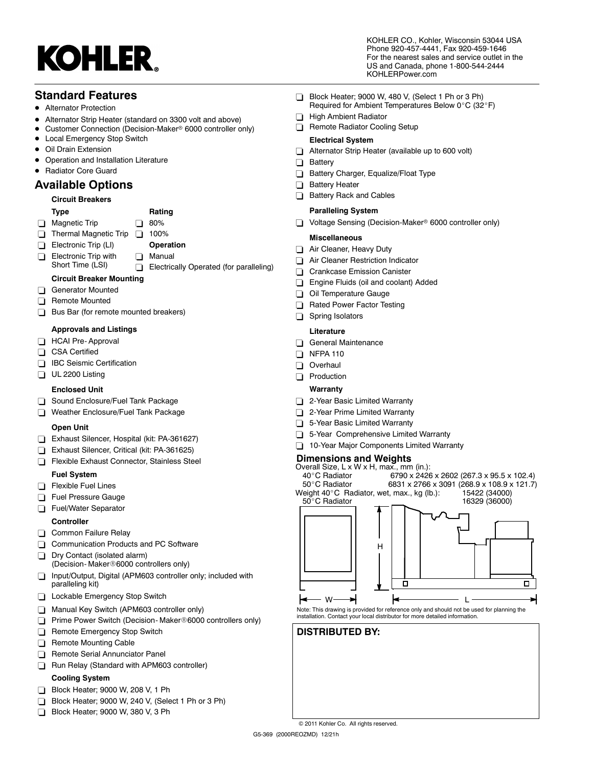KOHLER.

KOHLER CO., Kohler, Wisconsin 53044 USA
Phone 920-457-4441, Fax 920-459-1646
For the nearest sales and service outlet in the US and Canada, phone 1-800-544-2444
KOHLERPower.com

## Standard Features

- Alternator Protection
- Alternator Strip Heater (standard on 3300 volt and above)
- Customer Connection (Decision-Maker® 6000 controller only)
- Local Emergency Stop Switch
- Oil Drain Extension
- Operation and Installation Literature
- Radiator Core Guard

## Available Options

### Circuit Breakers

**Type**

- ❑ Magnetic Trip
- ❑ Thermal Magnetic Trip
- ❑ Electronic Trip (LI)
- ❑ Electronic Trip with Short Time (LSI)

**Rating**

- ❑ 80%
- ❑ 100%

**Operation**

- ❑ Manual
- ❑ Electrically Operated (for paralleling)

### Circuit Breaker Mounting

- ❑ Generator Mounted
- ❑ Remote Mounted
- ❑ Bus Bar (for remote mounted breakers)

### Approvals and Listings

- ❑ HCAI Pre-Approval
- ❑ CSA Certified
- ❑ IBC Seismic Certification
- ❑ UL 2200 Listing

### Enclosed Unit

- ❑ Sound Enclosure/Fuel Tank Package
- ❑ Weather Enclosure/Fuel Tank Package

### Open Unit

- ❑ Exhaust Silencer, Hospital (kit: PA-361627)
- ❑ Exhaust Silencer, Critical (kit: PA-361625)
- ❑ Flexible Exhaust Connector, Stainless Steel

### Fuel System

- ❑ Flexible Fuel Lines
- ❑ Fuel Pressure Gauge
- ❑ Fuel/Water Separator

### Controller

- ❑ Common Failure Relay
- ❑ Communication Products and PC Software
- ❑ Dry Contact (isolated alarm) (Decision-Maker® 6000 controllers only)
- ❑ Input/Output, Digital (APM603 controller only; included with paralleling kit)
- ❑ Lockable Emergency Stop Switch
- ❑ Manual Key Switch (APM603 controller only)
- ❑ Prime Power Switch (Decision-Maker® 6000 controllers only)
- ❑ Remote Emergency Stop Switch
- ❑ Remote Mounting Cable
- ❑ Remote Serial Annunciator Panel
- ❑ Run Relay (Standard with APM603 controller)

### Cooling System

- ❑ Block Heater; 9000 W, 208 V, 1 Ph
- ❑ Block Heater; 9000 W, 240 V, (Select 1 Ph or 3 Ph)
- ❑ Block Heater; 9000 W, 380 V, 3 Ph
- ❑ Block Heater; 9000 W, 480 V, (Select 1 Ph or 3 Ph) Required for Ambient Temperatures Below 0°C (32°F)
- ❑ High Ambient Radiator
- ❑ Remote Radiator Cooling Setup

### Electrical System

- ❑ Alternator Strip Heater (available up to 600 volt)
- ❑ Battery
- ❑ Battery Charger, Equalize/Float Type
- ❑ Battery Heater
- ❑ Battery Rack and Cables

### Paralleling System

- ❑ Voltage Sensing (Decision-Maker® 6000 controller only)

### Miscellaneous

- ❑ Air Cleaner, Heavy Duty
- ❑ Air Cleaner Restriction Indicator
- ❑ Crankcase Emission Canister
- ❑ Engine Fluids (oil and coolant) Added
- ❑ Oil Temperature Gauge
- ❑ Rated Power Factor Testing
- ❑ Spring Isolators

### Literature

- ❑ General Maintenance
- ❑ NFPA 110
- ❑ Overhaul
- ❑ Production

### Warranty

- ❑ 2-Year Basic Limited Warranty
- ❑ 2-Year Prime Limited Warranty
- ❑ 5-Year Basic Limited Warranty
- ❑ 5-Year Comprehensive Limited Warranty
- ❑ 10-Year Major Components Limited Warranty

## Dimensions and Weights

Overall Size, L x W x H, max., mm (in.):

40°C Radiator 6790 x 2426 x 2602 (267.3 x 95.5 x 102.4)
50°C Radiator 6831 x 2766 x 3091 (268.9 x 108.9 x 121.7)

Weight 40°C Radiator, wet, max., kg (lb.): 15422 (34000)
50°C Radiator 16329 (36000)

H
W
L

Note: This drawing is provided for reference only and should not be used for planning the installation. Contact your local distributor for more detailed information.

**DISTRIBUTED BY:**

© 2011 Kohler Co. All rights reserved.

G5-369 (2000REOZMD) 12/21h